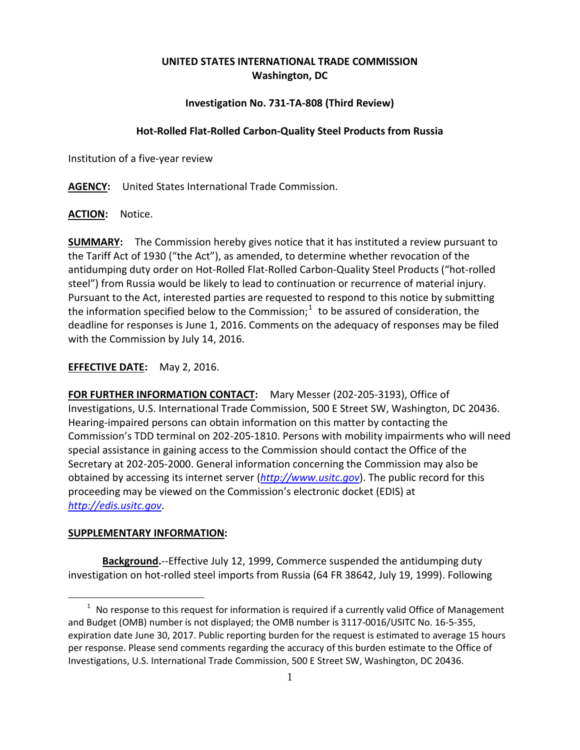**UNITED STATES INTERNATIONAL TRADE COMMISSION**
**Washington, DC**

**Investigation No. 731-TA-808 (Third Review)**

**Hot-Rolled Flat-Rolled Carbon-Quality Steel Products from Russia**

Institution of a five-year review

**AGENCY:** United States International Trade Commission.

**ACTION:** Notice.

**SUMMARY:** The Commission hereby gives notice that it has instituted a review pursuant to the Tariff Act of 1930 ("the Act"), as amended, to determine whether revocation of the antidumping duty order on Hot-Rolled Flat-Rolled Carbon-Quality Steel Products ("hot-rolled steel") from Russia would be likely to lead to continuation or recurrence of material injury. Pursuant to the Act, interested parties are requested to respond to this notice by submitting the information specified below to the Commission;[1] to be assured of consideration, the deadline for responses is June 1, 2016. Comments on the adequacy of responses may be filed with the Commission by July 14, 2016.

**EFFECTIVE DATE:** May 2, 2016.

**FOR FURTHER INFORMATION CONTACT:** Mary Messer (202-205-3193), Office of Investigations, U.S. International Trade Commission, 500 E Street SW, Washington, DC 20436. Hearing-impaired persons can obtain information on this matter by contacting the Commission's TDD terminal on 202-205-1810. Persons with mobility impairments who will need special assistance in gaining access to the Commission should contact the Office of the Secretary at 202-205-2000. General information concerning the Commission may also be obtained by accessing its internet server (*http://www.usitc.gov*). The public record for this proceeding may be viewed on the Commission's electronic docket (EDIS) at *http://edis.usitc.gov*.

**SUPPLEMENTARY INFORMATION:**

**Background.**--Effective July 12, 1999, Commerce suspended the antidumping duty investigation on hot-rolled steel imports from Russia (64 FR 38642, July 19, 1999). Following

[1] No response to this request for information is required if a currently valid Office of Management and Budget (OMB) number is not displayed; the OMB number is 3117-0016/USITC No. 16-5-355, expiration date June 30, 2017. Public reporting burden for the request is estimated to average 15 hours per response. Please send comments regarding the accuracy of this burden estimate to the Office of Investigations, U.S. International Trade Commission, 500 E Street SW, Washington, DC 20436.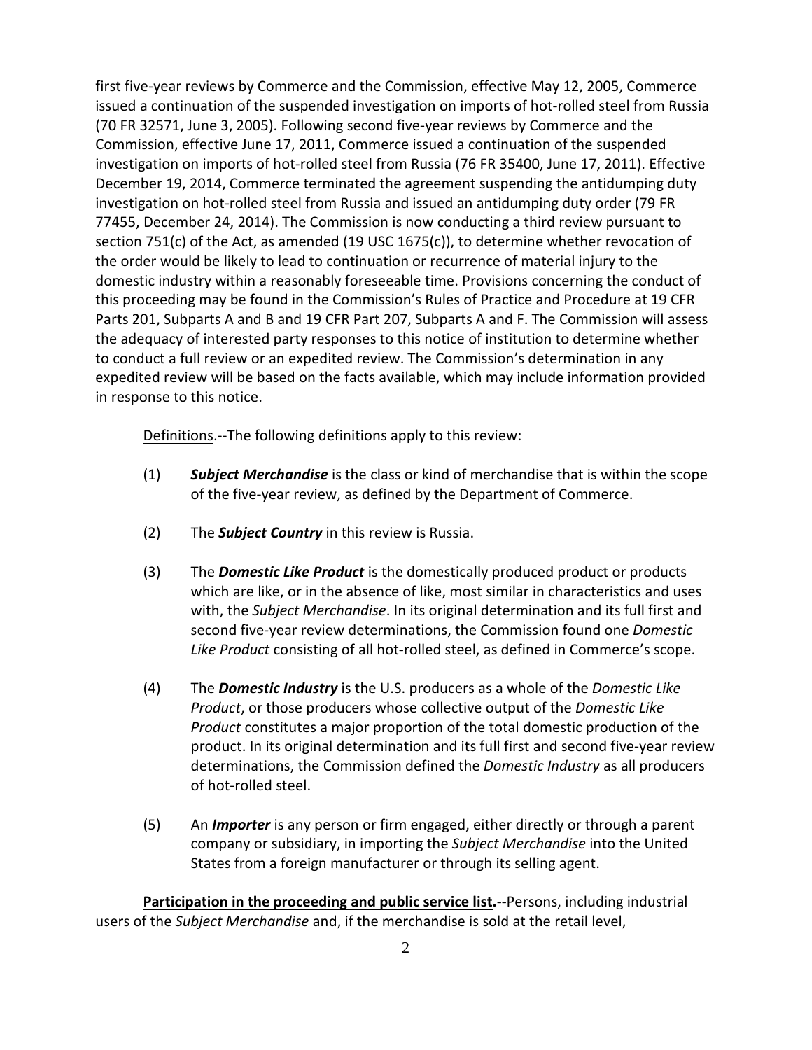first five-year reviews by Commerce and the Commission, effective May 12, 2005, Commerce issued a continuation of the suspended investigation on imports of hot-rolled steel from Russia (70 FR 32571, June 3, 2005). Following second five-year reviews by Commerce and the Commission, effective June 17, 2011, Commerce issued a continuation of the suspended investigation on imports of hot-rolled steel from Russia (76 FR 35400, June 17, 2011). Effective December 19, 2014, Commerce terminated the agreement suspending the antidumping duty investigation on hot-rolled steel from Russia and issued an antidumping duty order (79 FR 77455, December 24, 2014). The Commission is now conducting a third review pursuant to section 751(c) of the Act, as amended (19 USC 1675(c)), to determine whether revocation of the order would be likely to lead to continuation or recurrence of material injury to the domestic industry within a reasonably foreseeable time. Provisions concerning the conduct of this proceeding may be found in the Commission's Rules of Practice and Procedure at 19 CFR Parts 201, Subparts A and B and 19 CFR Part 207, Subparts A and F. The Commission will assess the adequacy of interested party responses to this notice of institution to determine whether to conduct a full review or an expedited review. The Commission's determination in any expedited review will be based on the facts available, which may include information provided in response to this notice.

Definitions.--The following definitions apply to this review:

(1) ***Subject Merchandise*** is the class or kind of merchandise that is within the scope of the five-year review, as defined by the Department of Commerce.

(2) The ***Subject Country*** in this review is Russia.

(3) The ***Domestic Like Product*** is the domestically produced product or products which are like, or in the absence of like, most similar in characteristics and uses with, the *Subject Merchandise*. In its original determination and its full first and second five-year review determinations, the Commission found one *Domestic Like Product* consisting of all hot-rolled steel, as defined in Commerce's scope.

(4) The ***Domestic Industry*** is the U.S. producers as a whole of the *Domestic Like Product*, or those producers whose collective output of the *Domestic Like Product* constitutes a major proportion of the total domestic production of the product. In its original determination and its full first and second five-year review determinations, the Commission defined the *Domestic Industry* as all producers of hot-rolled steel.

(5) An ***Importer*** is any person or firm engaged, either directly or through a parent company or subsidiary, in importing the *Subject Merchandise* into the United States from a foreign manufacturer or through its selling agent.

**Participation in the proceeding and public service list.**--Persons, including industrial users of the *Subject Merchandise* and, if the merchandise is sold at the retail level,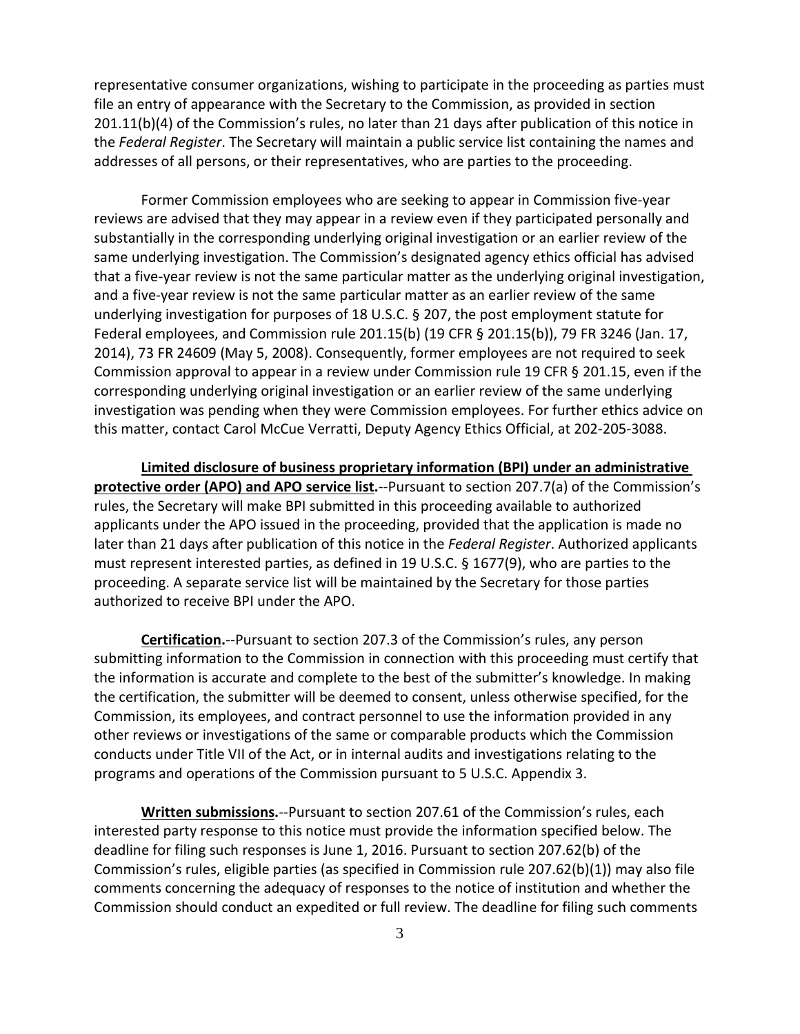representative consumer organizations, wishing to participate in the proceeding as parties must file an entry of appearance with the Secretary to the Commission, as provided in section 201.11(b)(4) of the Commission's rules, no later than 21 days after publication of this notice in the *Federal Register*. The Secretary will maintain a public service list containing the names and addresses of all persons, or their representatives, who are parties to the proceeding.

Former Commission employees who are seeking to appear in Commission five-year reviews are advised that they may appear in a review even if they participated personally and substantially in the corresponding underlying original investigation or an earlier review of the same underlying investigation. The Commission's designated agency ethics official has advised that a five-year review is not the same particular matter as the underlying original investigation, and a five-year review is not the same particular matter as an earlier review of the same underlying investigation for purposes of 18 U.S.C. § 207, the post employment statute for Federal employees, and Commission rule 201.15(b) (19 CFR § 201.15(b)), 79 FR 3246 (Jan. 17, 2014), 73 FR 24609 (May 5, 2008). Consequently, former employees are not required to seek Commission approval to appear in a review under Commission rule 19 CFR § 201.15, even if the corresponding underlying original investigation or an earlier review of the same underlying investigation was pending when they were Commission employees. For further ethics advice on this matter, contact Carol McCue Verratti, Deputy Agency Ethics Official, at 202-205-3088.

**Limited disclosure of business proprietary information (BPI) under an administrative protective order (APO) and APO service list.**--Pursuant to section 207.7(a) of the Commission's rules, the Secretary will make BPI submitted in this proceeding available to authorized applicants under the APO issued in the proceeding, provided that the application is made no later than 21 days after publication of this notice in the *Federal Register*. Authorized applicants must represent interested parties, as defined in 19 U.S.C. § 1677(9), who are parties to the proceeding. A separate service list will be maintained by the Secretary for those parties authorized to receive BPI under the APO.

**Certification.**--Pursuant to section 207.3 of the Commission's rules, any person submitting information to the Commission in connection with this proceeding must certify that the information is accurate and complete to the best of the submitter's knowledge. In making the certification, the submitter will be deemed to consent, unless otherwise specified, for the Commission, its employees, and contract personnel to use the information provided in any other reviews or investigations of the same or comparable products which the Commission conducts under Title VII of the Act, or in internal audits and investigations relating to the programs and operations of the Commission pursuant to 5 U.S.C. Appendix 3.

**Written submissions.**--Pursuant to section 207.61 of the Commission's rules, each interested party response to this notice must provide the information specified below. The deadline for filing such responses is June 1, 2016. Pursuant to section 207.62(b) of the Commission's rules, eligible parties (as specified in Commission rule 207.62(b)(1)) may also file comments concerning the adequacy of responses to the notice of institution and whether the Commission should conduct an expedited or full review. The deadline for filing such comments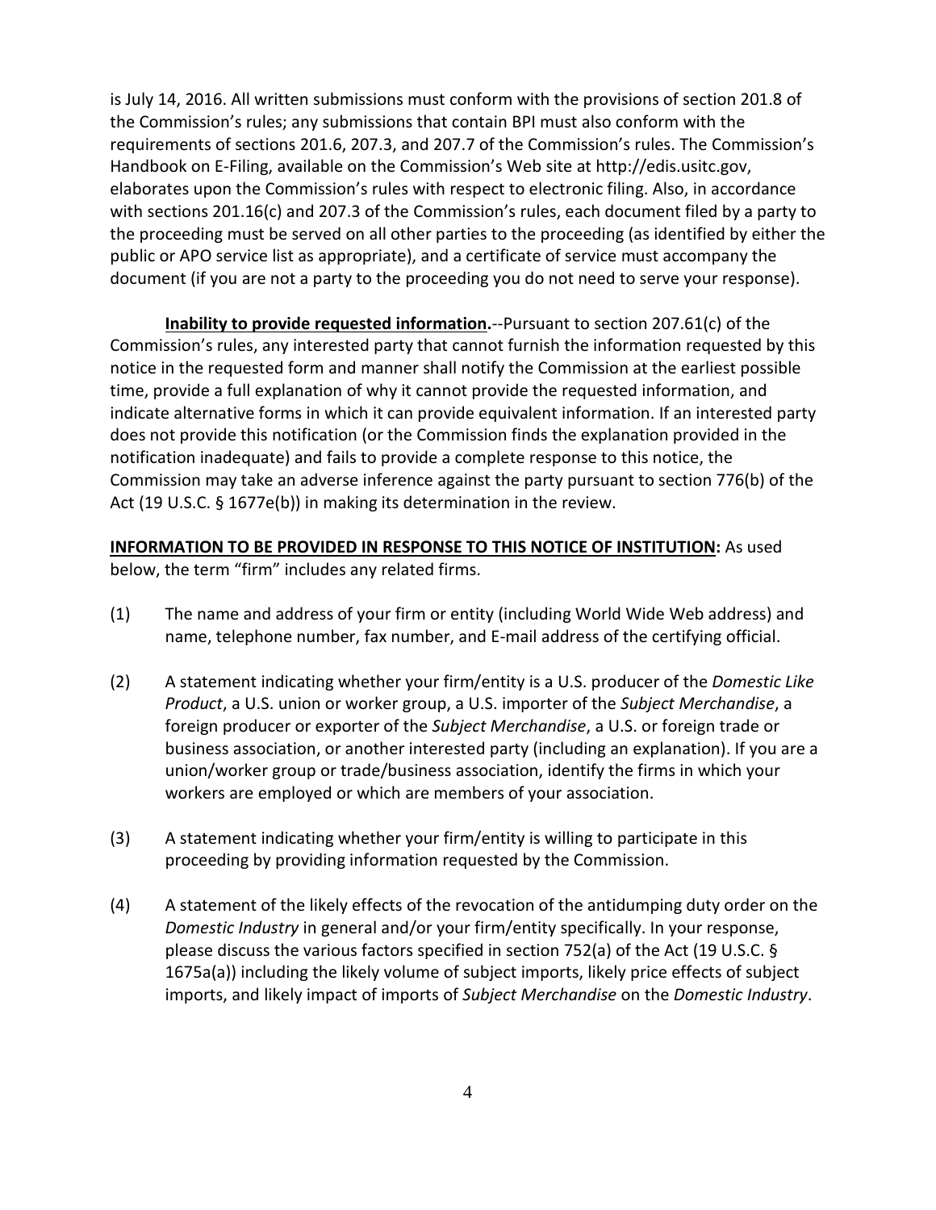is July 14, 2016. All written submissions must conform with the provisions of section 201.8 of the Commission's rules; any submissions that contain BPI must also conform with the requirements of sections 201.6, 207.3, and 207.7 of the Commission's rules. The Commission's Handbook on E-Filing, available on the Commission's Web site at http://edis.usitc.gov, elaborates upon the Commission's rules with respect to electronic filing. Also, in accordance with sections 201.16(c) and 207.3 of the Commission's rules, each document filed by a party to the proceeding must be served on all other parties to the proceeding (as identified by either the public or APO service list as appropriate), and a certificate of service must accompany the document (if you are not a party to the proceeding you do not need to serve your response).

**<u>Inability to provide requested information</u>.**--Pursuant to section 207.61(c) of the Commission's rules, any interested party that cannot furnish the information requested by this notice in the requested form and manner shall notify the Commission at the earliest possible time, provide a full explanation of why it cannot provide the requested information, and indicate alternative forms in which it can provide equivalent information. If an interested party does not provide this notification (or the Commission finds the explanation provided in the notification inadequate) and fails to provide a complete response to this notice, the Commission may take an adverse inference against the party pursuant to section 776(b) of the Act (19 U.S.C. § 1677e(b)) in making its determination in the review.

**<u>INFORMATION TO BE PROVIDED IN RESPONSE TO THIS NOTICE OF INSTITUTION</u>:** As used below, the term "firm" includes any related firms.

(1) The name and address of your firm or entity (including World Wide Web address) and name, telephone number, fax number, and E-mail address of the certifying official.

(2) A statement indicating whether your firm/entity is a U.S. producer of the *Domestic Like Product*, a U.S. union or worker group, a U.S. importer of the *Subject Merchandise*, a foreign producer or exporter of the *Subject Merchandise*, a U.S. or foreign trade or business association, or another interested party (including an explanation). If you are a union/worker group or trade/business association, identify the firms in which your workers are employed or which are members of your association.

(3) A statement indicating whether your firm/entity is willing to participate in this proceeding by providing information requested by the Commission.

(4) A statement of the likely effects of the revocation of the antidumping duty order on the *Domestic Industry* in general and/or your firm/entity specifically. In your response, please discuss the various factors specified in section 752(a) of the Act (19 U.S.C. § 1675a(a)) including the likely volume of subject imports, likely price effects of subject imports, and likely impact of imports of *Subject Merchandise* on the *Domestic Industry*.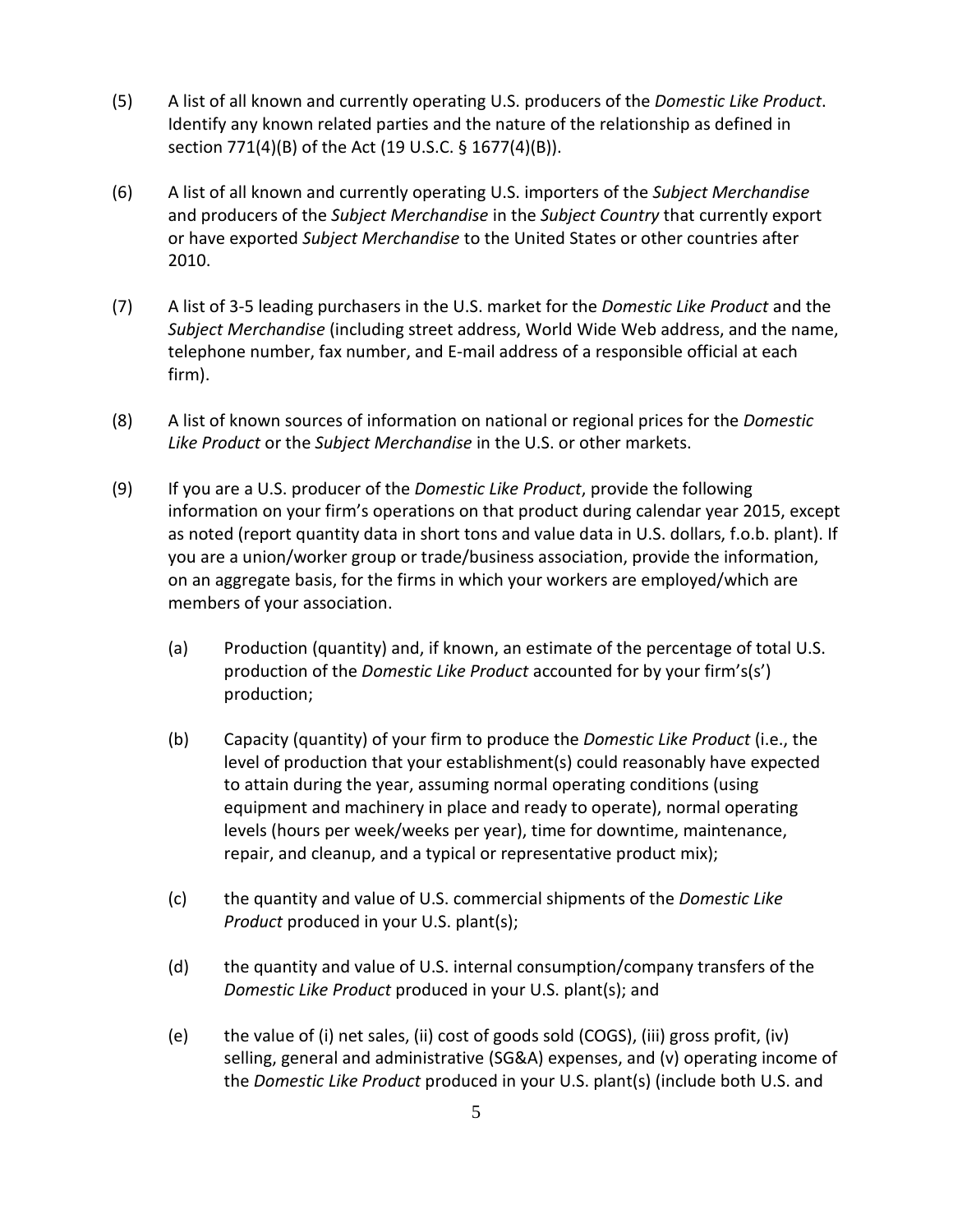(5) A list of all known and currently operating U.S. producers of the *Domestic Like Product*. Identify any known related parties and the nature of the relationship as defined in section 771(4)(B) of the Act (19 U.S.C. § 1677(4)(B)).

(6) A list of all known and currently operating U.S. importers of the *Subject Merchandise* and producers of the *Subject Merchandise* in the *Subject Country* that currently export or have exported *Subject Merchandise* to the United States or other countries after 2010.

(7) A list of 3-5 leading purchasers in the U.S. market for the *Domestic Like Product* and the *Subject Merchandise* (including street address, World Wide Web address, and the name, telephone number, fax number, and E-mail address of a responsible official at each firm).

(8) A list of known sources of information on national or regional prices for the *Domestic Like Product* or the *Subject Merchandise* in the U.S. or other markets.

(9) If you are a U.S. producer of the *Domestic Like Product*, provide the following information on your firm's operations on that product during calendar year 2015, except as noted (report quantity data in short tons and value data in U.S. dollars, f.o.b. plant). If you are a union/worker group or trade/business association, provide the information, on an aggregate basis, for the firms in which your workers are employed/which are members of your association.

  (a) Production (quantity) and, if known, an estimate of the percentage of total U.S. production of the *Domestic Like Product* accounted for by your firm's(s') production;

  (b) Capacity (quantity) of your firm to produce the *Domestic Like Product* (i.e., the level of production that your establishment(s) could reasonably have expected to attain during the year, assuming normal operating conditions (using equipment and machinery in place and ready to operate), normal operating levels (hours per week/weeks per year), time for downtime, maintenance, repair, and cleanup, and a typical or representative product mix);

  (c) the quantity and value of U.S. commercial shipments of the *Domestic Like Product* produced in your U.S. plant(s);

  (d) the quantity and value of U.S. internal consumption/company transfers of the *Domestic Like Product* produced in your U.S. plant(s); and

  (e) the value of (i) net sales, (ii) cost of goods sold (COGS), (iii) gross profit, (iv) selling, general and administrative (SG&A) expenses, and (v) operating income of the *Domestic Like Product* produced in your U.S. plant(s) (include both U.S. and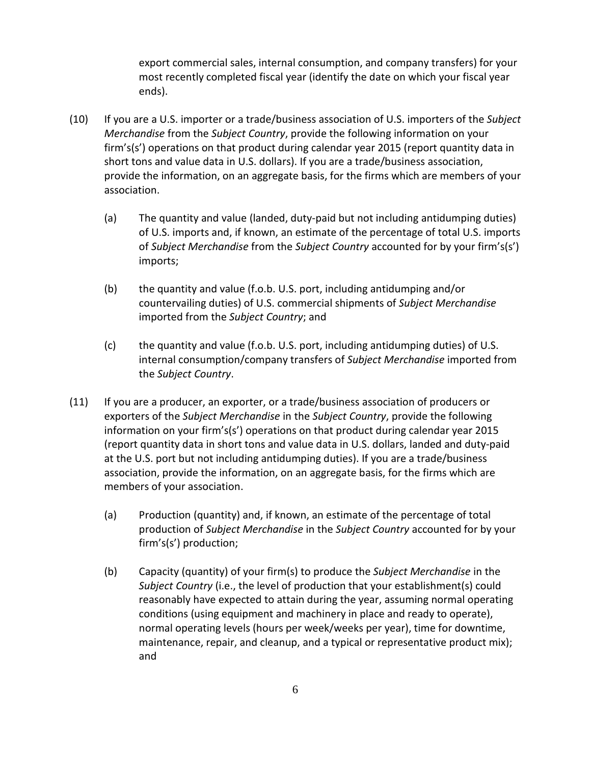export commercial sales, internal consumption, and company transfers) for your most recently completed fiscal year (identify the date on which your fiscal year ends).

(10) If you are a U.S. importer or a trade/business association of U.S. importers of the *Subject Merchandise* from the *Subject Country*, provide the following information on your firm's(s') operations on that product during calendar year 2015 (report quantity data in short tons and value data in U.S. dollars). If you are a trade/business association, provide the information, on an aggregate basis, for the firms which are members of your association.

   (a) The quantity and value (landed, duty-paid but not including antidumping duties) of U.S. imports and, if known, an estimate of the percentage of total U.S. imports of *Subject Merchandise* from the *Subject Country* accounted for by your firm's(s') imports;

   (b) the quantity and value (f.o.b. U.S. port, including antidumping and/or countervailing duties) of U.S. commercial shipments of *Subject Merchandise* imported from the *Subject Country*; and

   (c) the quantity and value (f.o.b. U.S. port, including antidumping duties) of U.S. internal consumption/company transfers of *Subject Merchandise* imported from the *Subject Country*.

(11) If you are a producer, an exporter, or a trade/business association of producers or exporters of the *Subject Merchandise* in the *Subject Country*, provide the following information on your firm's(s') operations on that product during calendar year 2015 (report quantity data in short tons and value data in U.S. dollars, landed and duty-paid at the U.S. port but not including antidumping duties). If you are a trade/business association, provide the information, on an aggregate basis, for the firms which are members of your association.

   (a) Production (quantity) and, if known, an estimate of the percentage of total production of *Subject Merchandise* in the *Subject Country* accounted for by your firm's(s') production;

   (b) Capacity (quantity) of your firm(s) to produce the *Subject Merchandise* in the *Subject Country* (i.e., the level of production that your establishment(s) could reasonably have expected to attain during the year, assuming normal operating conditions (using equipment and machinery in place and ready to operate), normal operating levels (hours per week/weeks per year), time for downtime, maintenance, repair, and cleanup, and a typical or representative product mix); and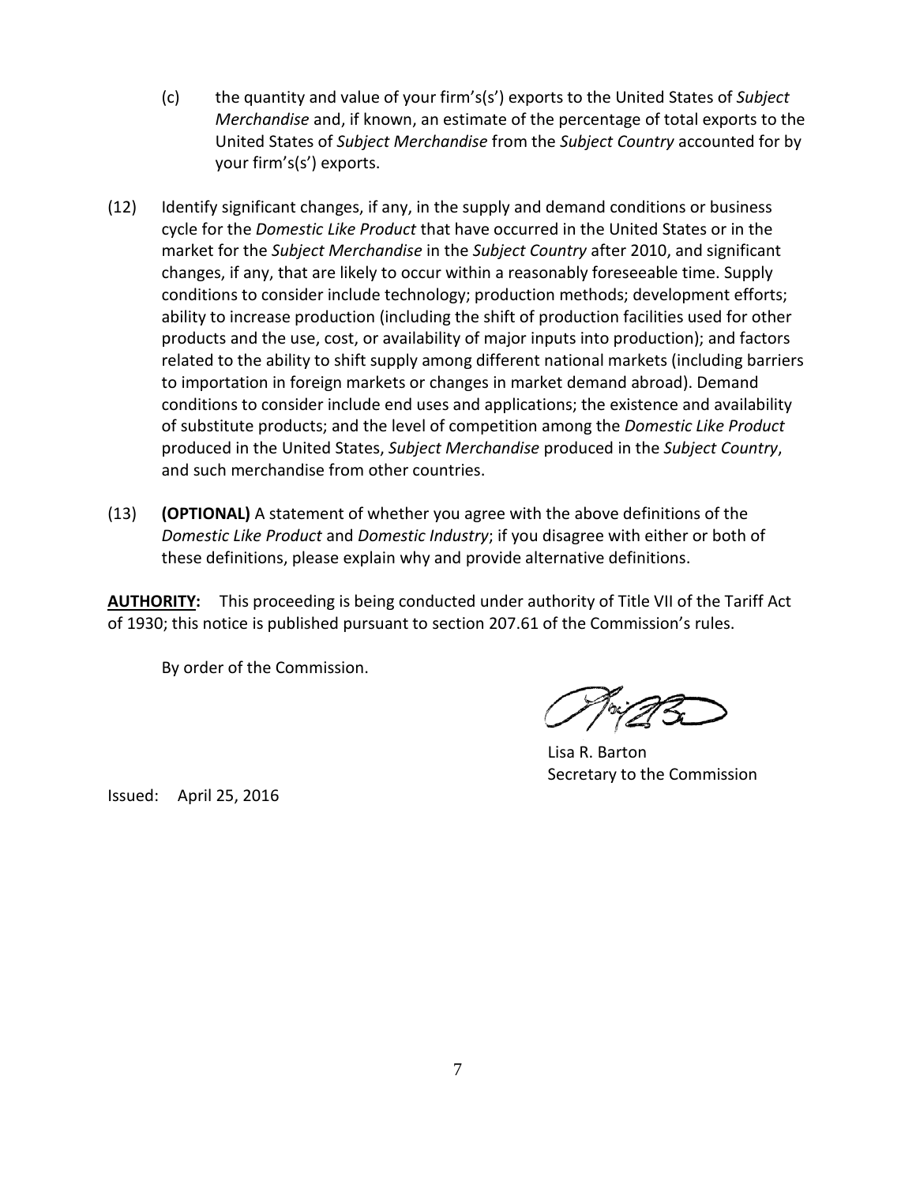(c) the quantity and value of your firm's(s') exports to the United States of *Subject Merchandise* and, if known, an estimate of the percentage of total exports to the United States of *Subject Merchandise* from the *Subject Country* accounted for by your firm's(s') exports.

(12) Identify significant changes, if any, in the supply and demand conditions or business cycle for the *Domestic Like Product* that have occurred in the United States or in the market for the *Subject Merchandise* in the *Subject Country* after 2010, and significant changes, if any, that are likely to occur within a reasonably foreseeable time. Supply conditions to consider include technology; production methods; development efforts; ability to increase production (including the shift of production facilities used for other products and the use, cost, or availability of major inputs into production); and factors related to the ability to shift supply among different national markets (including barriers to importation in foreign markets or changes in market demand abroad). Demand conditions to consider include end uses and applications; the existence and availability of substitute products; and the level of competition among the *Domestic Like Product* produced in the United States, *Subject Merchandise* produced in the *Subject Country*, and such merchandise from other countries.

(13) **(OPTIONAL)** A statement of whether you agree with the above definitions of the *Domestic Like Product* and *Domestic Industry*; if you disagree with either or both of these definitions, please explain why and provide alternative definitions.

**AUTHORITY:** This proceeding is being conducted under authority of Title VII of the Tariff Act of 1930; this notice is published pursuant to section 207.61 of the Commission's rules.

By order of the Commission.

Lisa R. Barton
Secretary to the Commission

Issued: April 25, 2016